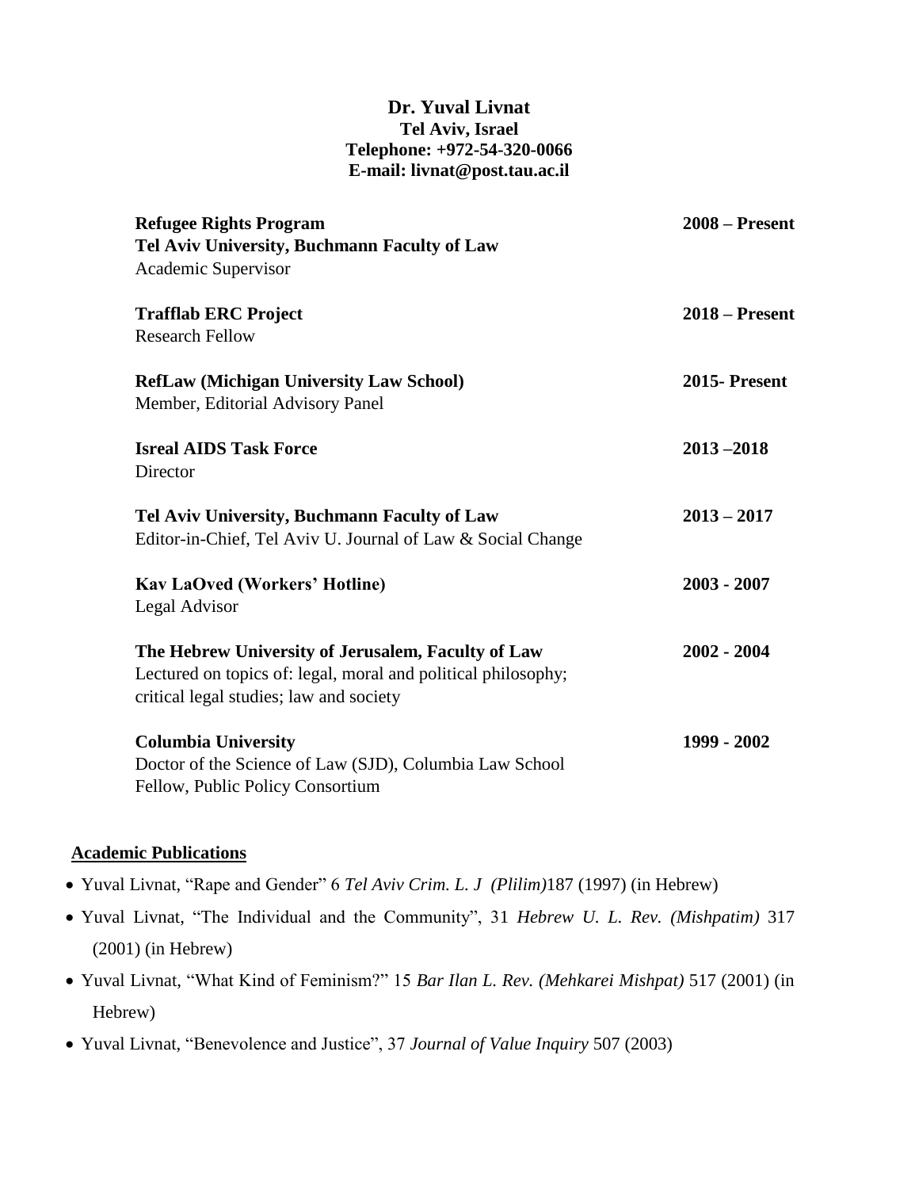**Dr. Yuval Livnat**
**Tel Aviv, Israel**
**Telephone: +972-54-320-0066**
**E-mail: livnat@post.tau.ac.il**

**Refugee Rights Program** — **2008 – Present**
**Tel Aviv University, Buchmann Faculty of Law**
Academic Supervisor

**Trafflab ERC Project** — **2018 – Present**
Research Fellow

**RefLaw (Michigan University Law School)** — **2015- Present**
Member, Editorial Advisory Panel

**Isreal AIDS Task Force** — **2013 –2018**
Director

**Tel Aviv University, Buchmann Faculty of Law** — **2013 – 2017**
Editor-in-Chief, Tel Aviv U. Journal of Law & Social Change

**Kav LaOved (Workers' Hotline)** — **2003 - 2007**
Legal Advisor

**The Hebrew University of Jerusalem, Faculty of Law** — **2002 - 2004**
Lectured on topics of: legal, moral and political philosophy; critical legal studies; law and society

**Columbia University** — **1999 - 2002**
Doctor of the Science of Law (SJD), Columbia Law School
Fellow, Public Policy Consortium

## Academic Publications

- Yuval Livnat, "Rape and Gender" 6 *Tel Aviv Crim. L. J (Plilim)*187 (1997) (in Hebrew)
- Yuval Livnat, "The Individual and the Community", 31 *Hebrew U. L. Rev. (Mishpatim)* 317 (2001) (in Hebrew)
- Yuval Livnat, "What Kind of Feminism?" 15 *Bar Ilan L. Rev. (Mehkarei Mishpat)* 517 (2001) (in Hebrew)
- Yuval Livnat, "Benevolence and Justice", 37 *Journal of Value Inquiry* 507 (2003)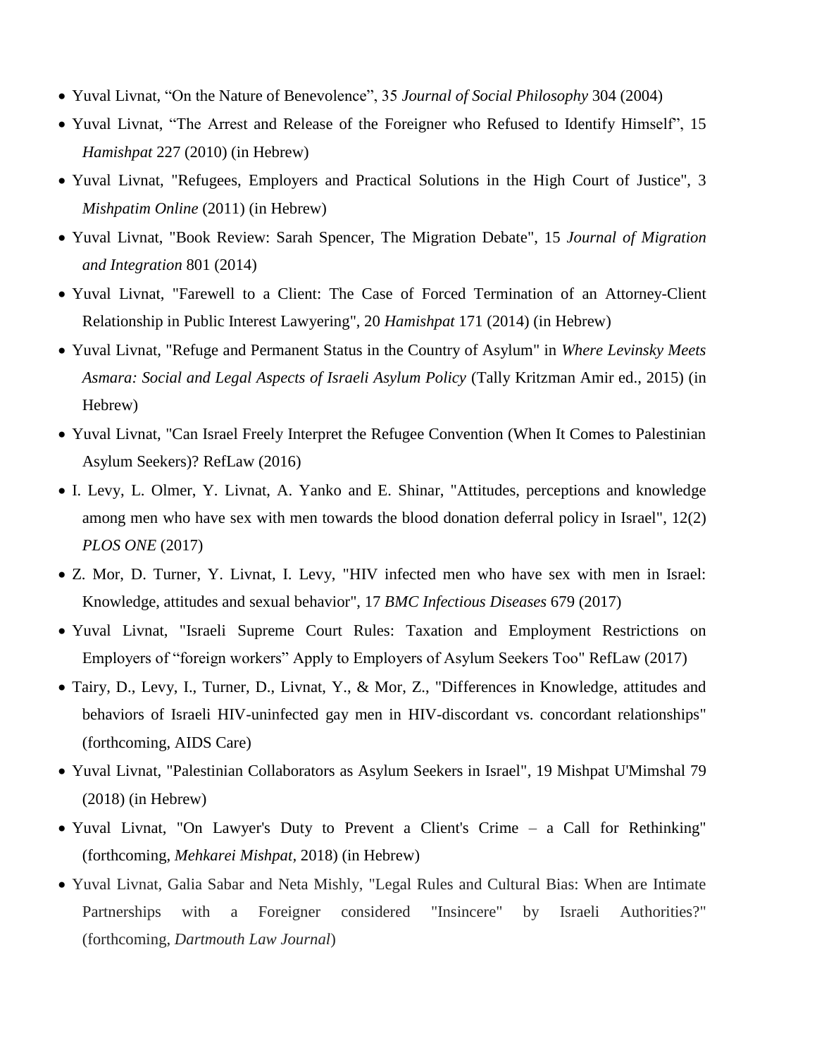- Yuval Livnat, “On the Nature of Benevolence”, 35 *Journal of Social Philosophy* 304 (2004)
- Yuval Livnat, “The Arrest and Release of the Foreigner who Refused to Identify Himself”, 15 *Hamishpat* 227 (2010) (in Hebrew)
- Yuval Livnat, "Refugees, Employers and Practical Solutions in the High Court of Justice", 3 *Mishpatim Online* (2011) (in Hebrew)
- Yuval Livnat, "Book Review: Sarah Spencer, The Migration Debate", 15 *Journal of Migration and Integration* 801 (2014)
- Yuval Livnat, "Farewell to a Client: The Case of Forced Termination of an Attorney-Client Relationship in Public Interest Lawyering", 20 *Hamishpat* 171 (2014) (in Hebrew)
- Yuval Livnat, "Refuge and Permanent Status in the Country of Asylum" in *Where Levinsky Meets Asmara: Social and Legal Aspects of Israeli Asylum Policy* (Tally Kritzman Amir ed., 2015) (in Hebrew)
- Yuval Livnat, "Can Israel Freely Interpret the Refugee Convention (When It Comes to Palestinian Asylum Seekers)? RefLaw (2016)
- I. Levy, L. Olmer, Y. Livnat, A. Yanko and E. Shinar, "Attitudes, perceptions and knowledge among men who have sex with men towards the blood donation deferral policy in Israel", 12(2) *PLOS ONE* (2017)
- Z. Mor, D. Turner, Y. Livnat, I. Levy, "HIV infected men who have sex with men in Israel: Knowledge, attitudes and sexual behavior", 17 *BMC Infectious Diseases* 679 (2017)
- Yuval Livnat, "Israeli Supreme Court Rules: Taxation and Employment Restrictions on Employers of “foreign workers” Apply to Employers of Asylum Seekers Too" RefLaw (2017)
- Tairy, D., Levy, I., Turner, D., Livnat, Y., & Mor, Z., "Differences in Knowledge, attitudes and behaviors of Israeli HIV-uninfected gay men in HIV-discordant vs. concordant relationships" (forthcoming, AIDS Care)
- Yuval Livnat, "Palestinian Collaborators as Asylum Seekers in Israel", 19 Mishpat U'Mimshal 79 (2018) (in Hebrew)
- Yuval Livnat, "On Lawyer's Duty to Prevent a Client's Crime – a Call for Rethinking" (forthcoming, *Mehkarei Mishpat*, 2018) (in Hebrew)
- Yuval Livnat, Galia Sabar and Neta Mishly, "Legal Rules and Cultural Bias: When are Intimate Partnerships with a Foreigner considered "Insincere" by Israeli Authorities?" (forthcoming, *Dartmouth Law Journal*)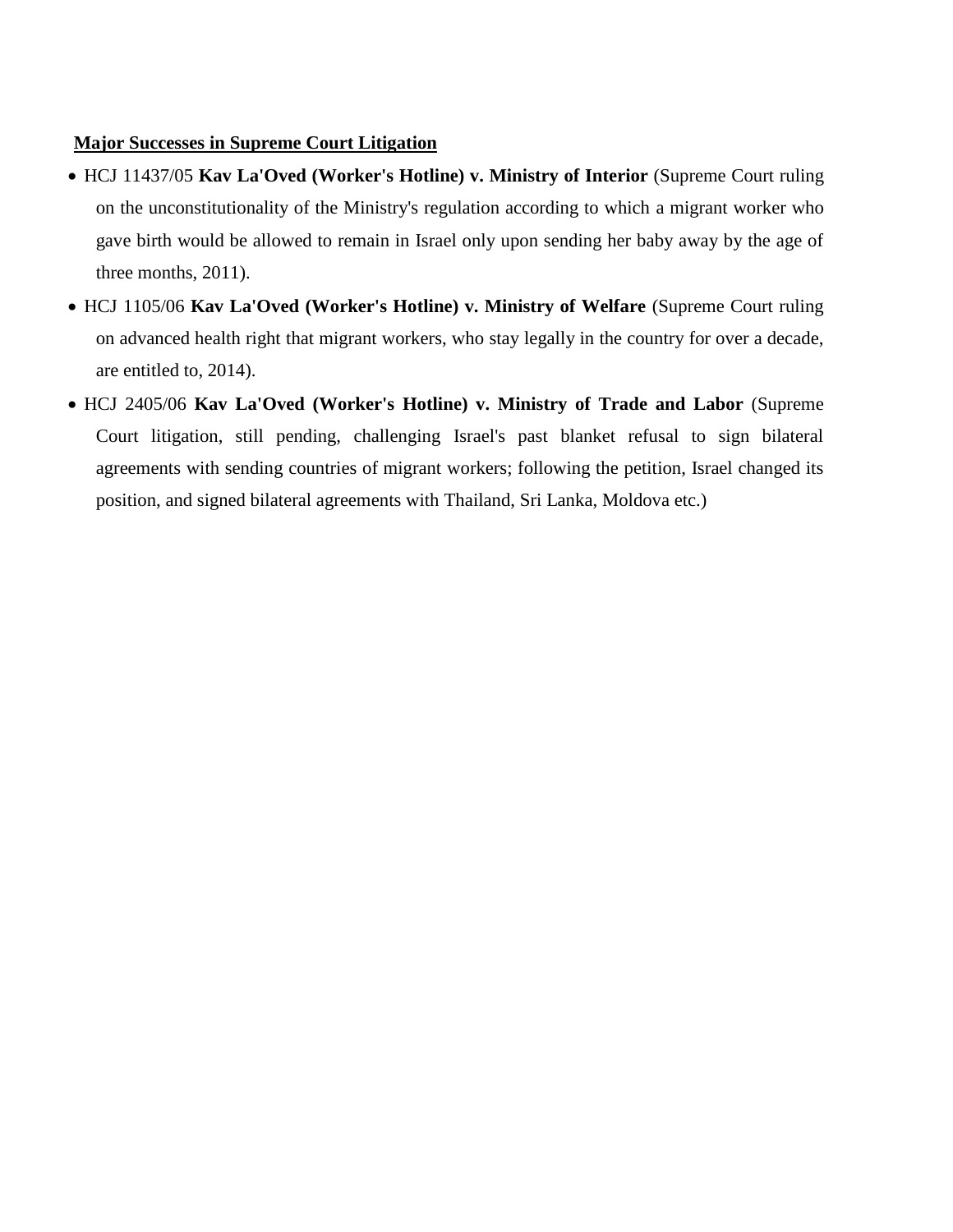**Major Successes in Supreme Court Litigation**

- HCJ 11437/05 **Kav La'Oved (Worker's Hotline) v. Ministry of Interior** (Supreme Court ruling on the unconstitutionality of the Ministry's regulation according to which a migrant worker who gave birth would be allowed to remain in Israel only upon sending her baby away by the age of three months, 2011).
- HCJ 1105/06 **Kav La'Oved (Worker's Hotline) v. Ministry of Welfare** (Supreme Court ruling on advanced health right that migrant workers, who stay legally in the country for over a decade, are entitled to, 2014).
- HCJ 2405/06 **Kav La'Oved (Worker's Hotline) v. Ministry of Trade and Labor** (Supreme Court litigation, still pending, challenging Israel's past blanket refusal to sign bilateral agreements with sending countries of migrant workers; following the petition, Israel changed its position, and signed bilateral agreements with Thailand, Sri Lanka, Moldova etc.)